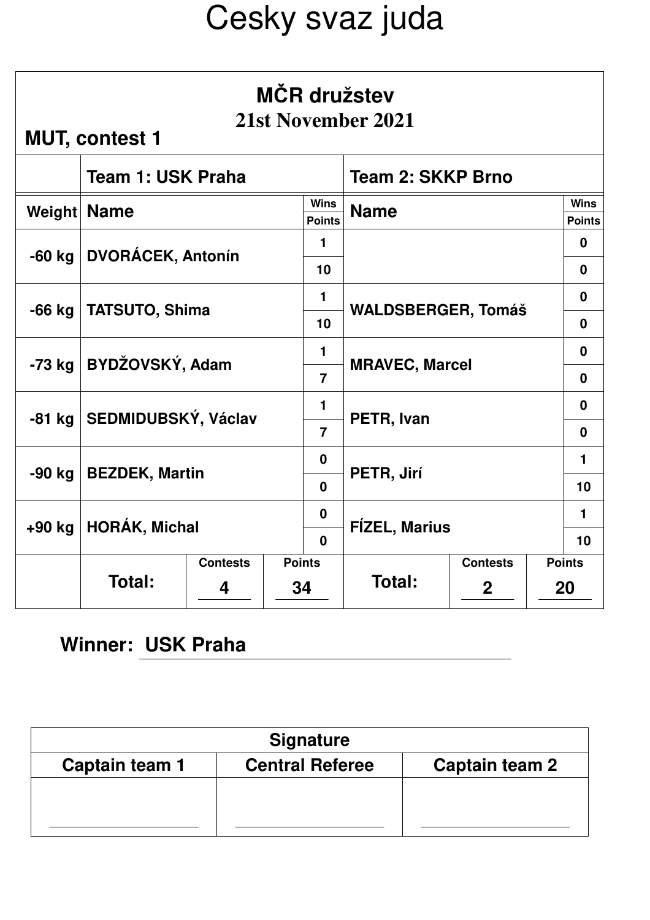# Cesky svaz juda

## MČR družstev

**21st November 2021**

**MUT, contest 1**

| | Team 1: USK Praha | | Team 2: SKKP Brno | |
|---|---|---|---|---|
| Weight | Name | Wins / Points | Name | Wins / Points |
| -60 kg | DVORÁCEK, Antonín | 1 / 10 | | 0 / 0 |
| -66 kg | TATSUTO, Shima | 1 / 10 | WALDSBERGER, Tomáš | 0 / 0 |
| -73 kg | BYDŽOVSKÝ, Adam | 1 / 7 | MRAVEC, Marcel | 0 / 0 |
| -81 kg | SEDMIDUBSKÝ, Václav | 1 / 7 | PETR, Ivan | 0 / 0 |
| -90 kg | BEZDEK, Martin | 0 / 0 | PETR, Jirí | 1 / 10 |
| +90 kg | HORÁK, Michal | 0 / 0 | FÍZEL, Marius | 1 / 10 |
| | **Total:** | Contests: 4 / Points: 34 | **Total:** | Contests: 2 / Points: 20 |

**Winner: USK Praha**

| Signature | | |
|---|---|---|
| Captain team 1 | Central Referee | Captain team 2 |
| | | |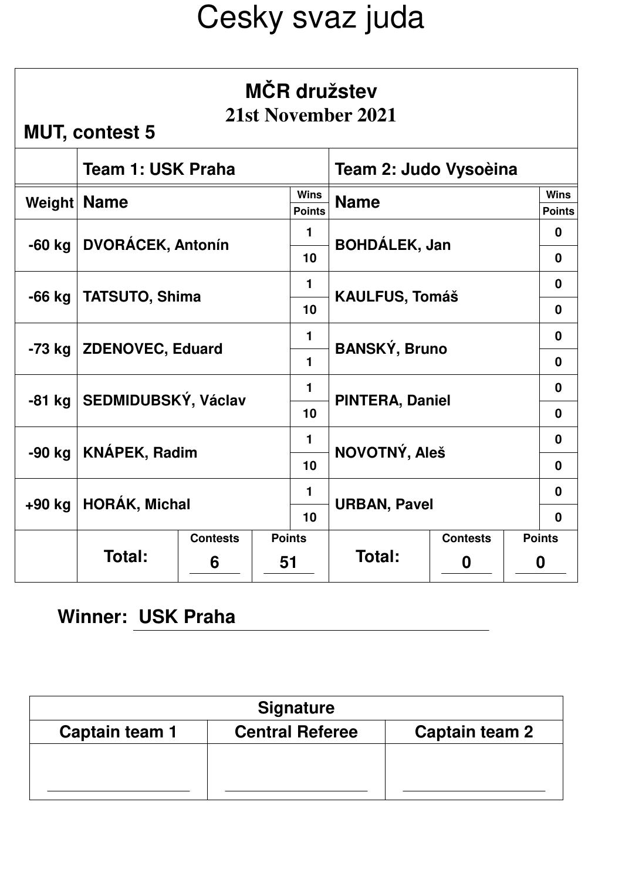# Cesky svaz juda

## MČR družstev

**21st November 2021**

**MUT, contest 5**

| Weight | Team 1: USK Praha | Wins / Points | Team 2: Judo Vysoèina | Wins / Points |
|---|---|---|---|---|
| | **Name** | **Wins** | **Name** | **Wins** |
| | | **Points** | | **Points** |
| -60 kg | DVORÁCEK, Antonín | 1 | BOHDÁLEK, Jan | 0 |
| | | 10 | | 0 |
| -66 kg | TATSUTO, Shima | 1 | KAULFUS, Tomáš | 0 |
| | | 10 | | 0 |
| -73 kg | ZDENOVEC, Eduard | 1 | BANSKÝ, Bruno | 0 |
| | | 1 | | 0 |
| -81 kg | SEDMIDUBSKÝ, Václav | 1 | PINTERA, Daniel | 0 |
| | | 10 | | 0 |
| -90 kg | KNÁPEK, Radim | 1 | NOVOTNÝ, Aleš | 0 |
| | | 10 | | 0 |
| +90 kg | HORÁK, Michal | 1 | URBAN, Pavel | 0 |
| | | 10 | | 0 |

| | Contests | Points | | Contests | Points |
|---|---|---|---|---|---|
| **Total:** | 6 | 51 | **Total:** | 0 | 0 |

**Winner:** USK Praha

| Signature | | |
|---|---|---|
| **Captain team 1** | **Central Referee** | **Captain team 2** |
| | | |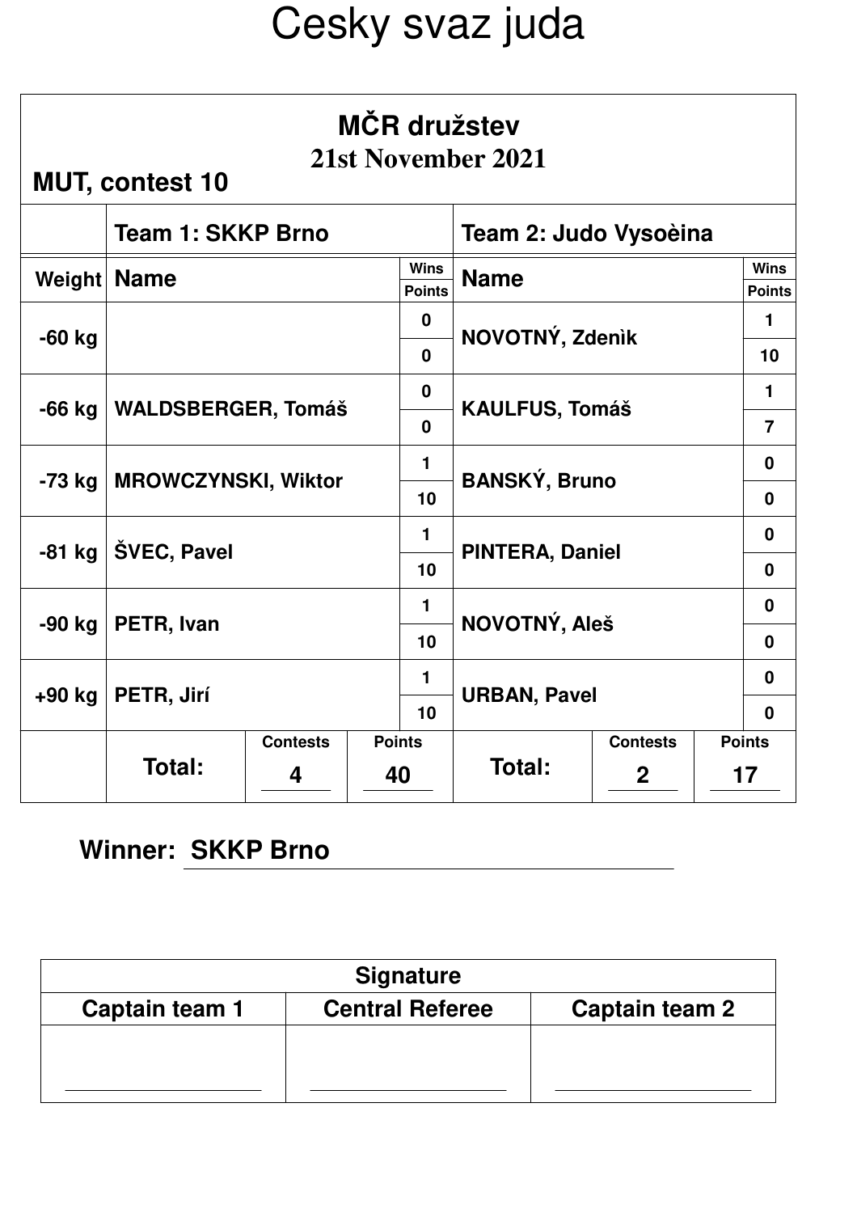# Cesky svaz juda

## MČR družstev

**21st November 2021**

**MUT, contest 10**

| | Team 1: SKKP Brno | | | Team 2: Judo Vysoèina | | |
|---|---|---|---|---|---|---|
| **Weight** | **Name** | **Wins** | **Points** | **Name** | **Wins** | **Points** |
| -60 kg | | 0 | 0 | NOVOTNÝ, Zdenìk | 1 | 10 |
| -66 kg | WALDSBERGER, Tomáš | 0 | 0 | KAULFUS, Tomáš | 1 | 7 |
| -73 kg | MROWCZYNSKI, Wiktor | 1 | 10 | BANSKÝ, Bruno | 0 | 0 |
| -81 kg | ŠVEC, Pavel | 1 | 10 | PINTERA, Daniel | 0 | 0 |
| -90 kg | PETR, Ivan | 1 | 10 | NOVOTNÝ, Aleš | 0 | 0 |
| +90 kg | PETR, Jirí | 1 | 10 | URBAN, Pavel | 0 | 0 |
| | **Total:** | **Contests** 4 | **Points** 40 | **Total:** | **Contests** 2 | **Points** 17 |

**Winner:** **SKKP Brno**

| Signature | | |
|---|---|---|
| **Captain team 1** | **Central Referee** | **Captain team 2** |
| | | |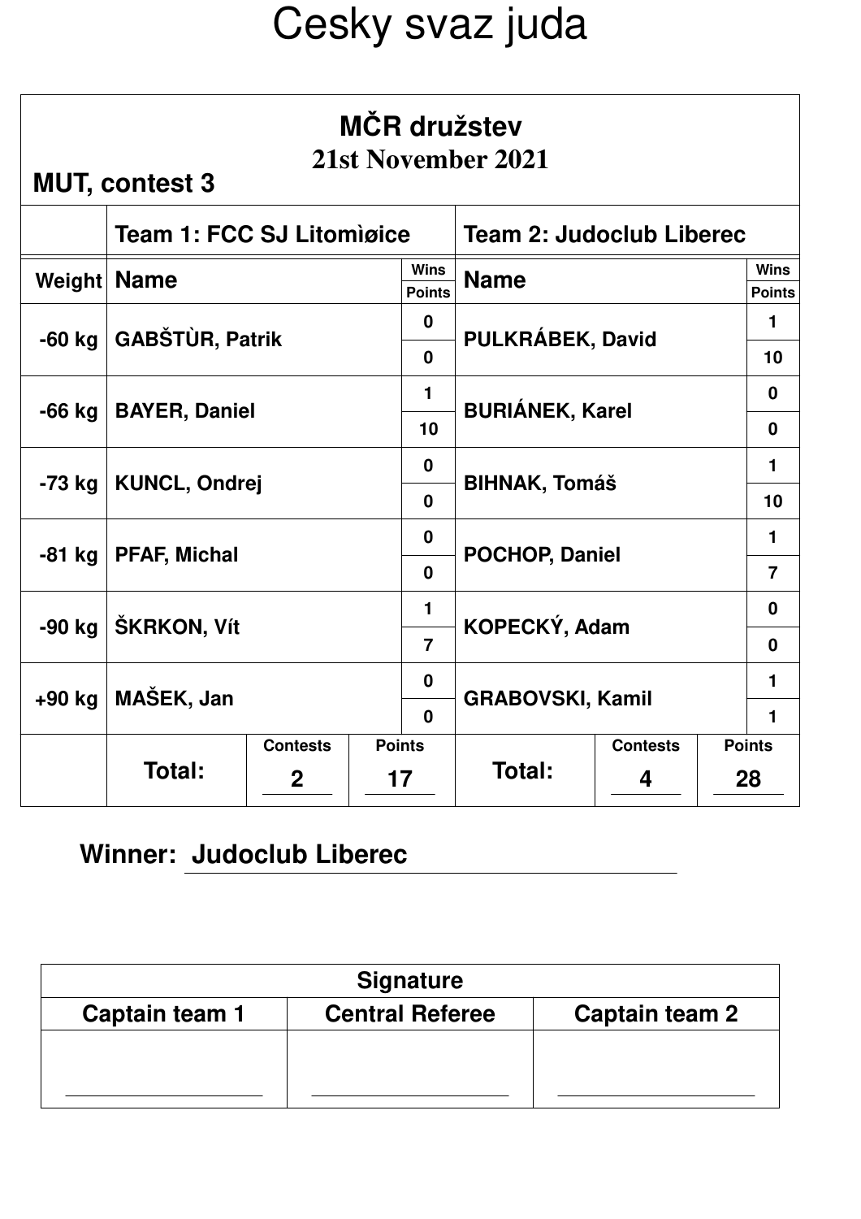# Cesky svaz juda

## MČR družstev

**21st November 2021**

**MUT, contest 3**

| Weight | Team 1: FCC SJ Litomìøice | Wins | Points | Team 2: Judoclub Liberec | Wins | Points |
|---|---|---|---|---|---|---|
| -60 kg | GABŠTÙR, Patrik | 0 | 0 | PULKRÁBEK, David | 1 | 10 |
| -66 kg | BAYER, Daniel | 1 | 10 | BURIÁNEK, Karel | 0 | 0 |
| -73 kg | KUNCL, Ondrej | 0 | 0 | BIHNAK, Tomáš | 1 | 10 |
| -81 kg | PFAF, Michal | 0 | 0 | POCHOP, Daniel | 1 | 7 |
| -90 kg | ŠKRKON, Vít | 1 | 7 | KOPECKÝ, Adam | 0 | 0 |
| +90 kg | MAŠEK, Jan | 0 | 0 | GRABOVSKI, Kamil | 1 | 1 |
| | **Total:** | Contests: 2 | Points: 17 | **Total:** | Contests: 4 | Points: 28 |

**Winner:** Judoclub Liberec

| Signature | | |
|---|---|---|
| Captain team 1 | Central Referee | Captain team 2 |
| | | |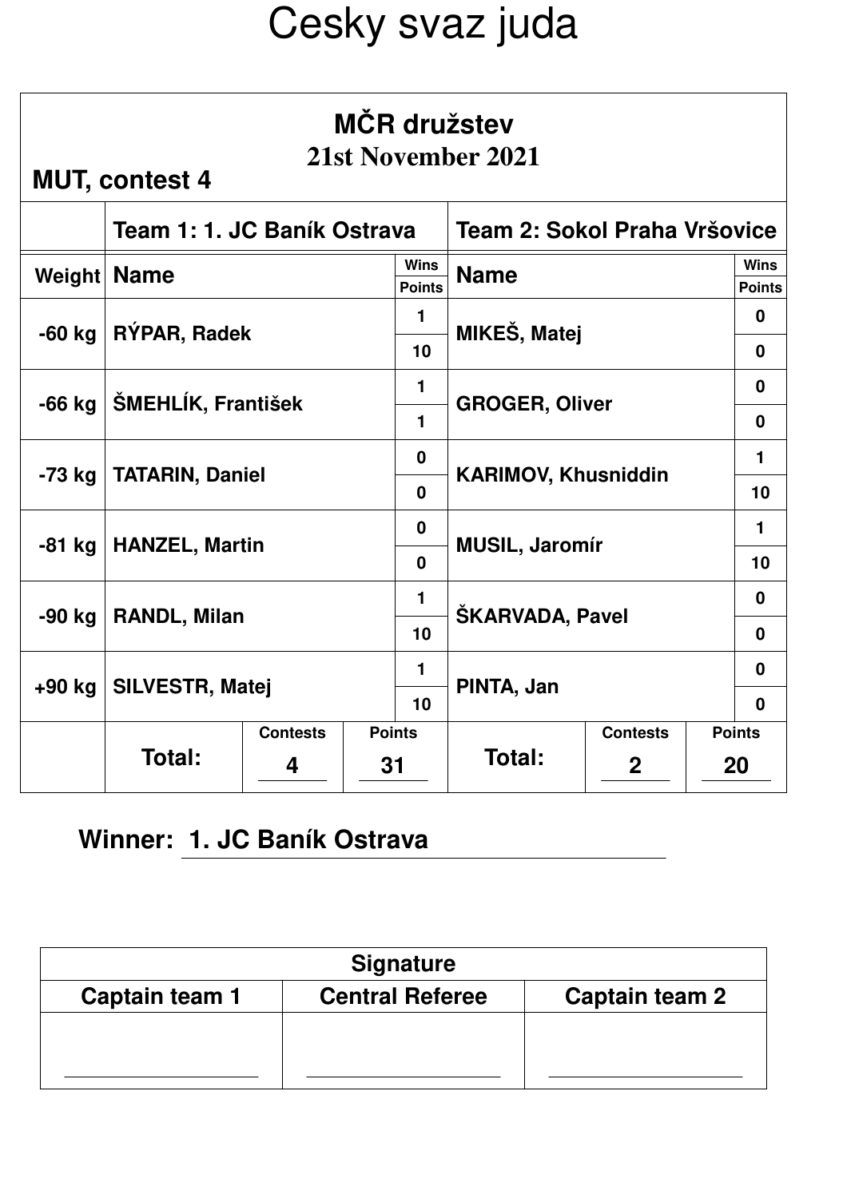# Cesky svaz juda

## MČR družstev

**21st November 2021**

**MUT, contest 4**

| Weight | Team 1: 1. JC Baník Ostrava | Wins / Points | Team 2: Sokol Praha Vršovice | Wins / Points |
|---|---|---|---|---|
| -60 kg | RÝPAR, Radek | 1 / 10 | MIKEŠ, Matej | 0 / 0 |
| -66 kg | ŠMEHLÍK, František | 1 / 1 | GROGER, Oliver | 0 / 0 |
| -73 kg | TATARIN, Daniel | 0 / 0 | KARIMOV, Khusniddin | 1 / 10 |
| -81 kg | HANZEL, Martin | 0 / 0 | MUSIL, Jaromír | 1 / 10 |
| -90 kg | RANDL, Milan | 1 / 10 | ŠKARVADA, Pavel | 0 / 0 |
| +90 kg | SILVESTR, Matej | 1 / 10 | PINTA, Jan | 0 / 0 |

| | Contests | Points | | Contests | Points |
|---|---|---|---|---|---|
| **Total:** | 4 | 31 | **Total:** | 2 | 20 |

**Winner:** 1. JC Baník Ostrava

| Signature | | |
|---|---|---|
| Captain team 1 | Central Referee | Captain team 2 |
| | | |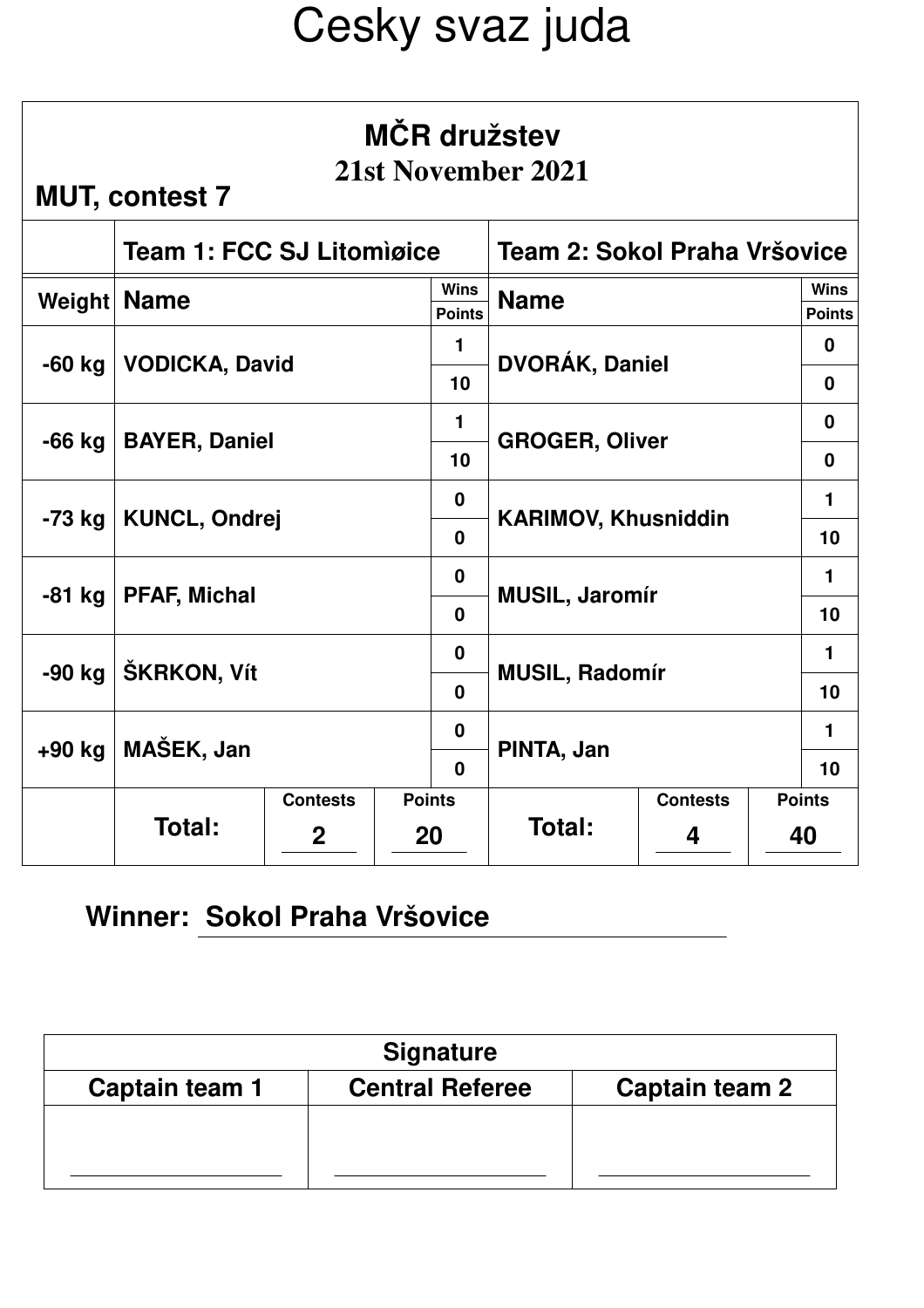# Cesky svaz juda

## MČR družstev

**21st November 2021**

**MUT, contest 7**

| Weight | Team 1: FCC SJ Litomìøice | Wins | Points | Team 2: Sokol Praha Vršovice | Wins | Points |
|---|---|---|---|---|---|---|
| -60 kg | VODICKA, David | 1 | 10 | DVORÁK, Daniel | 0 | 0 |
| -66 kg | BAYER, Daniel | 1 | 10 | GROGER, Oliver | 0 | 0 |
| -73 kg | KUNCL, Ondrej | 0 | 0 | KARIMOV, Khusniddin | 1 | 10 |
| -81 kg | PFAF, Michal | 0 | 0 | MUSIL, Jaromír | 1 | 10 |
| -90 kg | ŠKRKON, Vít | 0 | 0 | MUSIL, Radomír | 1 | 10 |
| +90 kg | MAŠEK, Jan | 0 | 0 | PINTA, Jan | 1 | 10 |

| | Total: | Contests | Points | Total: | Contests | Points |
|---|---|---|---|---|---|---|
| | | 2 | 20 | | 4 | 40 |

**Winner: Sokol Praha Vršovice**

| Signature | | |
|---|---|---|
| Captain team 1 | Central Referee | Captain team 2 |
| | | |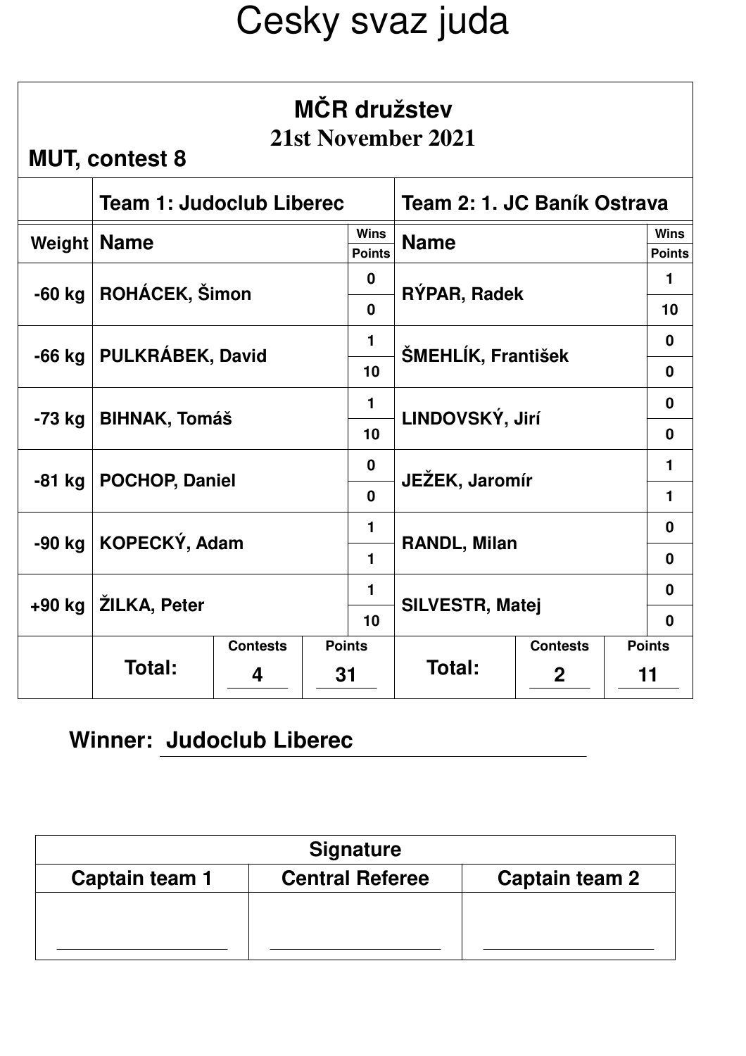# Cesky svaz juda

## MČR družstev

**21st November 2021**

**MUT, contest 8**

| Weight | Team 1: Judoclub Liberec | Wins / Points | Team 2: 1. JC Baník Ostrava | Wins / Points |
|---|---|---|---|---|
| | Name | Wins / Points | Name | Wins / Points |
| -60 kg | ROHÁCEK, Šimon | 0 / 0 | RÝPAR, Radek | 1 / 10 |
| -66 kg | PULKRÁBEK, David | 1 / 10 | ŠMEHLÍK, František | 0 / 0 |
| -73 kg | BIHNAK, Tomáš | 1 / 10 | LINDOVSKÝ, Jirí | 0 / 0 |
| -81 kg | POCHOP, Daniel | 0 / 0 | JEŽEK, Jaromír | 1 / 1 |
| -90 kg | KOPECKÝ, Adam | 1 / 1 | RANDL, Milan | 0 / 0 |
| +90 kg | ŽILKA, Peter | 1 / 10 | SILVESTR, Matej | 0 / 0 |
| | **Total:** | Contests: 4 / Points: 31 | **Total:** | Contests: 2 / Points: 11 |

**Winner:** Judoclub Liberec

| Signature | | |
|---|---|---|
| Captain team 1 | Central Referee | Captain team 2 |
| | | |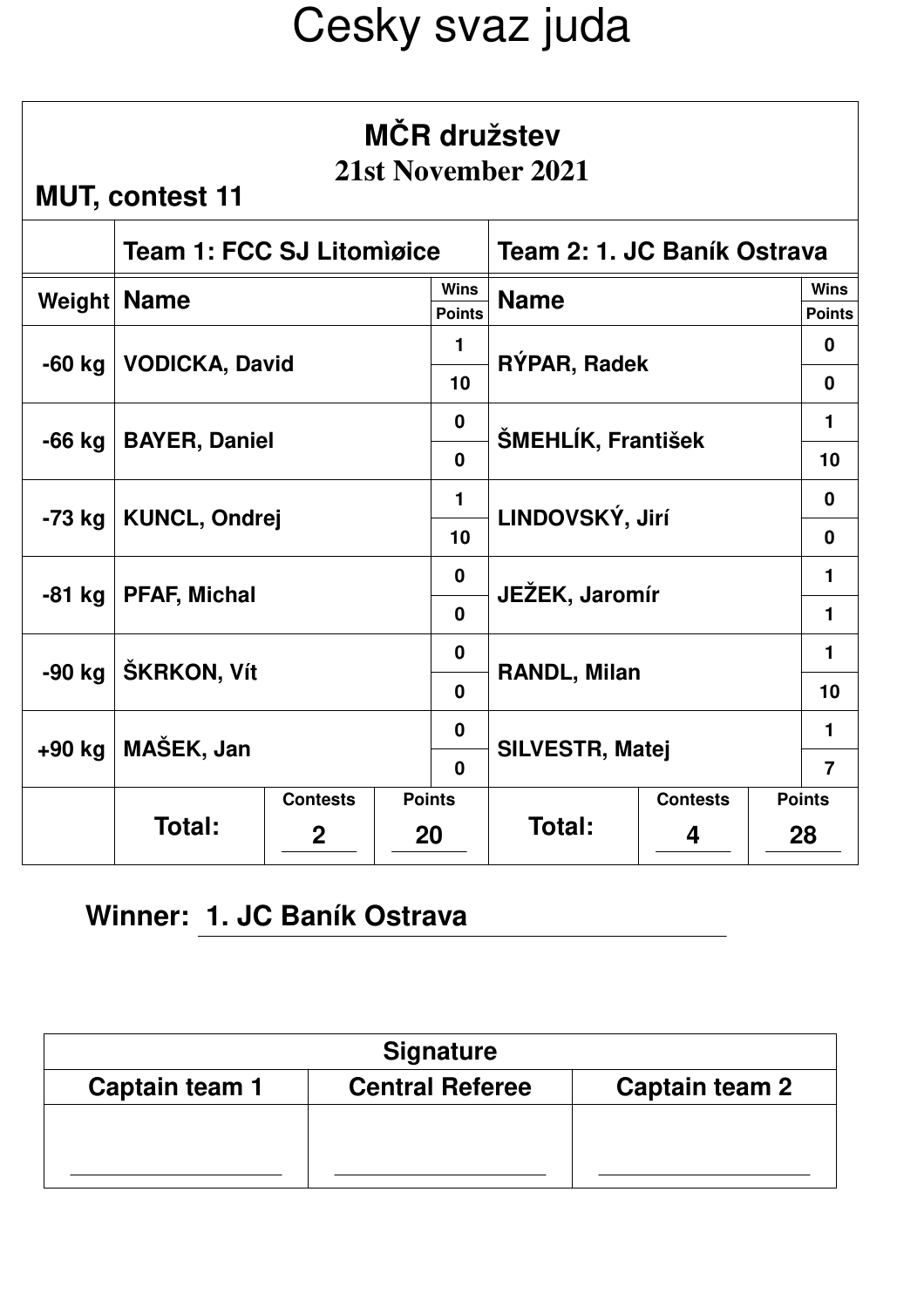# Cesky svaz juda

## MČR družstev

**21st November 2021**

**MUT, contest 11**

| Weight | Team 1: FCC SJ Litomìøice | | Team 2: 1. JC Baník Ostrava | |
|---|---|---|---|---|
| | **Name** | **Wins / Points** | **Name** | **Wins / Points** |
| -60 kg | VODICKA, David | 1 / 10 | RÝPAR, Radek | 0 / 0 |
| -66 kg | BAYER, Daniel | 0 / 0 | ŠMEHLÍK, František | 1 / 10 |
| -73 kg | KUNCL, Ondrej | 1 / 10 | LINDOVSKÝ, Jirí | 0 / 0 |
| -81 kg | PFAF, Michal | 0 / 0 | JEŽEK, Jaromír | 1 / 1 |
| -90 kg | ŠKRKON, Vít | 0 / 0 | RANDL, Milan | 1 / 10 |
| +90 kg | MAŠEK, Jan | 0 / 0 | SILVESTR, Matej | 1 / 7 |

| | Total: | Contests | Points | Total: | Contests | Points |
|---|---|---|---|---|---|---|
| | | 2 | 20 | | 4 | 28 |

**Winner: 1. JC Baník Ostrava**

| Signature | | |
|---|---|---|
| **Captain team 1** | **Central Referee** | **Captain team 2** |
| | | |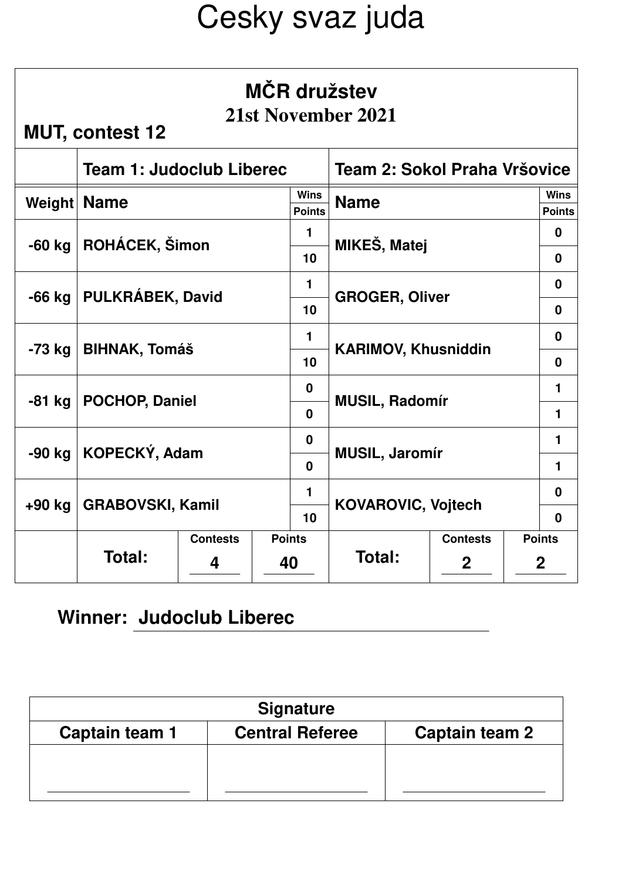# Cesky svaz juda

## MČR družstev

**21st November 2021**

**MUT, contest 12**

| Weight | Team 1: Judoclub Liberec | Wins / Points | Team 2: Sokol Praha Vršovice | Wins / Points |
|---|---|---|---|---|
| | **Name** | **Wins** | **Name** | **Wins** |
| | | **Points** | | **Points** |
| -60 kg | ROHÁCEK, Šimon | 1 | MIKEŠ, Matej | 0 |
| | | 10 | | 0 |
| -66 kg | PULKRÁBEK, David | 1 | GROGER, Oliver | 0 |
| | | 10 | | 0 |
| -73 kg | BIHNAK, Tomáš | 1 | KARIMOV, Khusniddin | 0 |
| | | 10 | | 0 |
| -81 kg | POCHOP, Daniel | 0 | MUSIL, Radomír | 1 |
| | | 0 | | 1 |
| -90 kg | KOPECKÝ, Adam | 0 | MUSIL, Jaromír | 1 |
| | | 0 | | 1 |
| +90 kg | GRABOVSKI, Kamil | 1 | KOVAROVIC, Vojtech | 0 |
| | | 10 | | 0 |

| | Total: | Contests | Points | Total: | Contests | Points |
|---|---|---|---|---|---|---|
| | | 4 | 40 | | 2 | 2 |

**Winner: Judoclub Liberec**

| Signature | | |
|---|---|---|
| **Captain team 1** | **Central Referee** | **Captain team 2** |
| | | |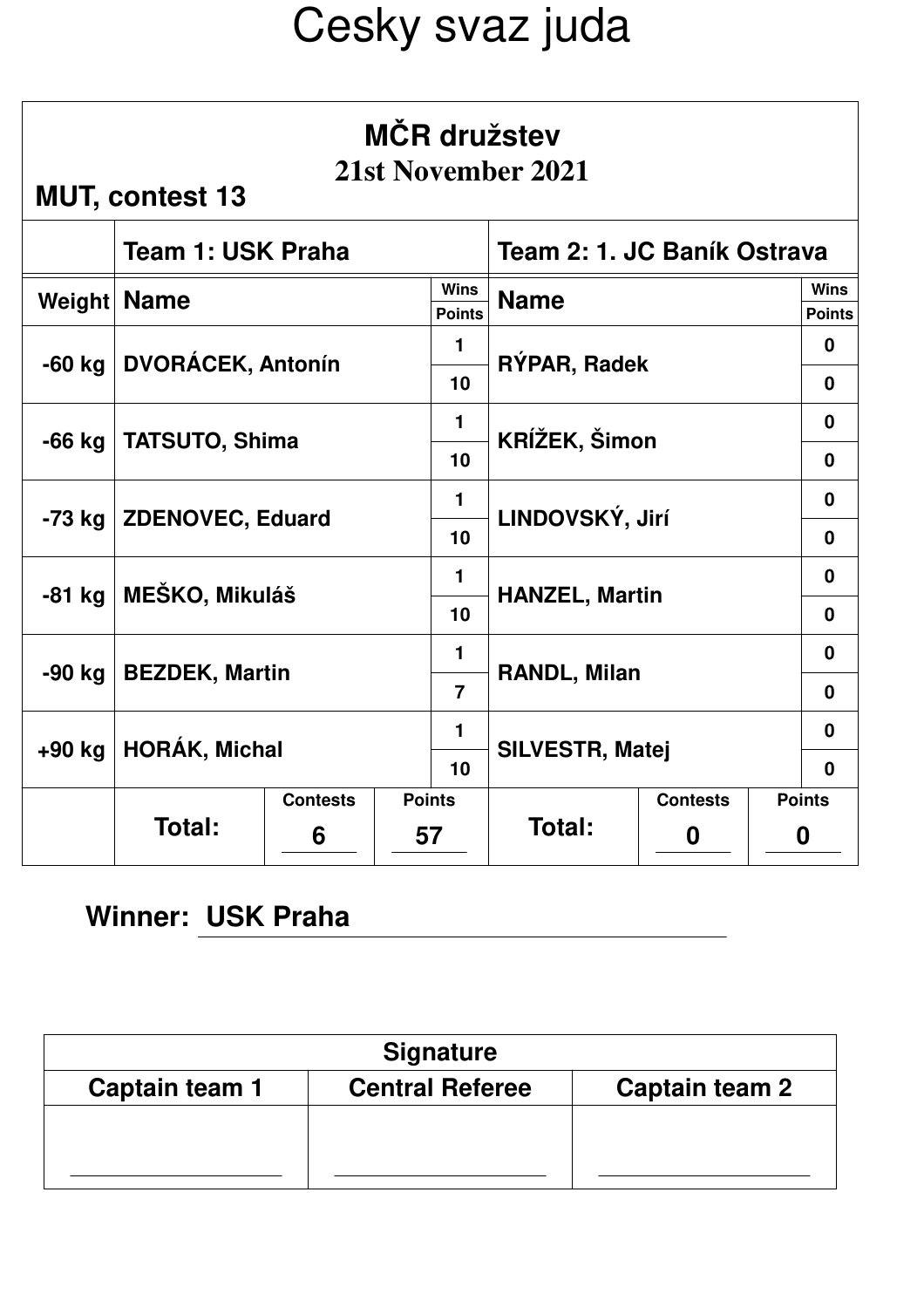# Cesky svaz juda

## MČR družstev

**21st November 2021**

**MUT, contest 13**

| Weight | Team 1: USK Praha | Wins / Points | Team 2: 1. JC Baník Ostrava | Wins / Points |
|---|---|---|---|---|
| Weight | Name | Wins | Name | Wins |
| | | Points | | Points |
| -60 kg | DVORÁCEK, Antonín | 1 | RÝPAR, Radek | 0 |
| | | 10 | | 0 |
| -66 kg | TATSUTO, Shima | 1 | KRÍŽEK, Šimon | 0 |
| | | 10 | | 0 |
| -73 kg | ZDENOVEC, Eduard | 1 | LINDOVSKÝ, Jirí | 0 |
| | | 10 | | 0 |
| -81 kg | MEŠKO, Mikuláš | 1 | HANZEL, Martin | 0 |
| | | 10 | | 0 |
| -90 kg | BEZDEK, Martin | 1 | RANDL, Milan | 0 |
| | | 7 | | 0 |
| +90 kg | HORÁK, Michal | 1 | SILVESTR, Matej | 0 |
| | | 10 | | 0 |

| | Total Team 1 | Total Team 2 |
|---|---|---|
| Contests | 6 | 0 |
| Points | 57 | 0 |

**Winner:** USK Praha

| Signature | | |
|---|---|---|
| Captain team 1 | Central Referee | Captain team 2 |
| | | |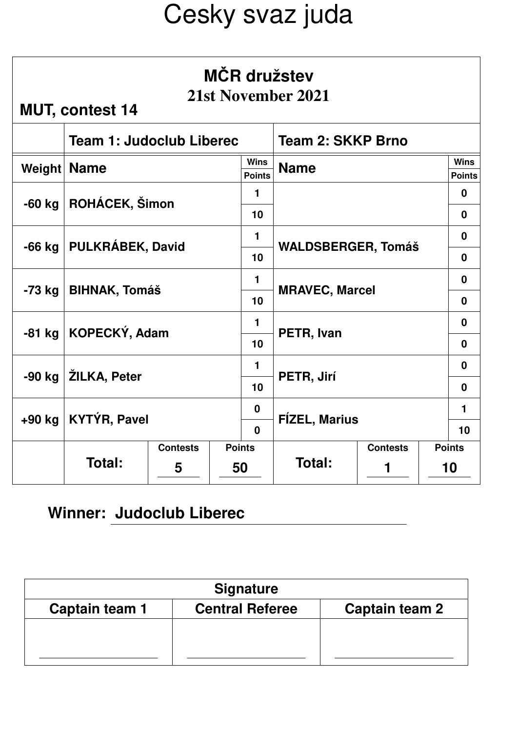# Cesky svaz juda

## MČR družstev

**21st November 2021**

**MUT, contest 14**

| Weight | Team 1: Judoclub Liberec Name | Wins / Points | Team 2: SKKP Brno Name | Wins / Points |
|---|---|---|---|---|
| -60 kg | ROHÁCEK, Šimon | 1 | | 0 |
| | | 10 | | 0 |
| -66 kg | PULKRÁBEK, David | 1 | WALDSBERGER, Tomáš | 0 |
| | | 10 | | 0 |
| -73 kg | BIHNAK, Tomáš | 1 | MRAVEC, Marcel | 0 |
| | | 10 | | 0 |
| -81 kg | KOPECKÝ, Adam | 1 | PETR, Ivan | 0 |
| | | 10 | | 0 |
| -90 kg | ŽILKA, Peter | 1 | PETR, Jirí | 0 |
| | | 10 | | 0 |
| +90 kg | KYTÝR, Pavel | 0 | FÍZEL, Marius | 1 |
| | | 0 | | 10 |

| | Contests | Points | | Contests | Points |
|---|---|---|---|---|---|
| **Total:** | 5 | 50 | **Total:** | 1 | 10 |

**Winner: Judoclub Liberec**

| Signature | | |
|---|---|---|
| Captain team 1 | Central Referee | Captain team 2 |
| | | |